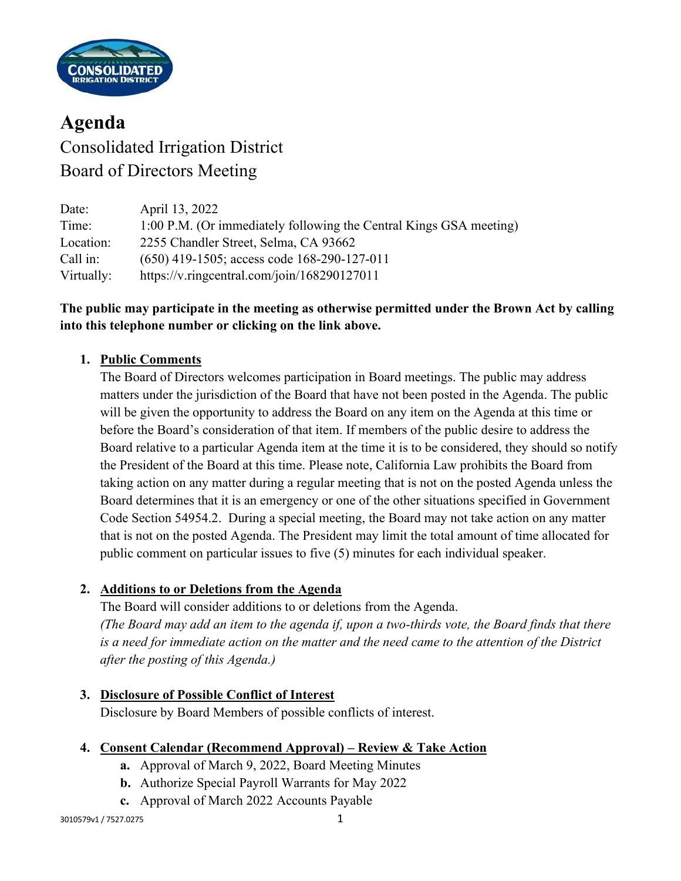# Agenda

## Consolidated Irrigation District
## Board of Directors Meeting

| | |
|---|---|
| Date: | April 13, 2022 |
| Time: | 1:00 P.M. (Or immediately following the Central Kings GSA meeting) |
| Location: | 2255 Chandler Street, Selma, CA 93662 |
| Call in: | (650) 419-1505; access code 168-290-127-011 |
| Virtually: | https://v.ringcentral.com/join/168290127011 |

**The public may participate in the meeting as otherwise permitted under the Brown Act by calling into this telephone number or clicking on the link above.**

1. **<u>Public Comments</u>**
   The Board of Directors welcomes participation in Board meetings. The public may address matters under the jurisdiction of the Board that have not been posted in the Agenda. The public will be given the opportunity to address the Board on any item on the Agenda at this time or before the Board's consideration of that item. If members of the public desire to address the Board relative to a particular Agenda item at the time it is to be considered, they should so notify the President of the Board at this time. Please note, California Law prohibits the Board from taking action on any matter during a regular meeting that is not on the posted Agenda unless the Board determines that it is an emergency or one of the other situations specified in Government Code Section 54954.2. During a special meeting, the Board may not take action on any matter that is not on the posted Agenda. The President may limit the total amount of time allocated for public comment on particular issues to five (5) minutes for each individual speaker.

2. **<u>Additions to or Deletions from the Agenda</u>**
   The Board will consider additions to or deletions from the Agenda.
   *(The Board may add an item to the agenda if, upon a two-thirds vote, the Board finds that there is a need for immediate action on the matter and the need came to the attention of the District after the posting of this Agenda.)*

3. **<u>Disclosure of Possible Conflict of Interest</u>**
   Disclosure by Board Members of possible conflicts of interest.

4. **<u>Consent Calendar (Recommend Approval) – Review & Take Action</u>**
   a. Approval of March 9, 2022, Board Meeting Minutes
   b. Authorize Special Payroll Warrants for May 2022
   c. Approval of March 2022 Accounts Payable

3010579v1 / 7527.0275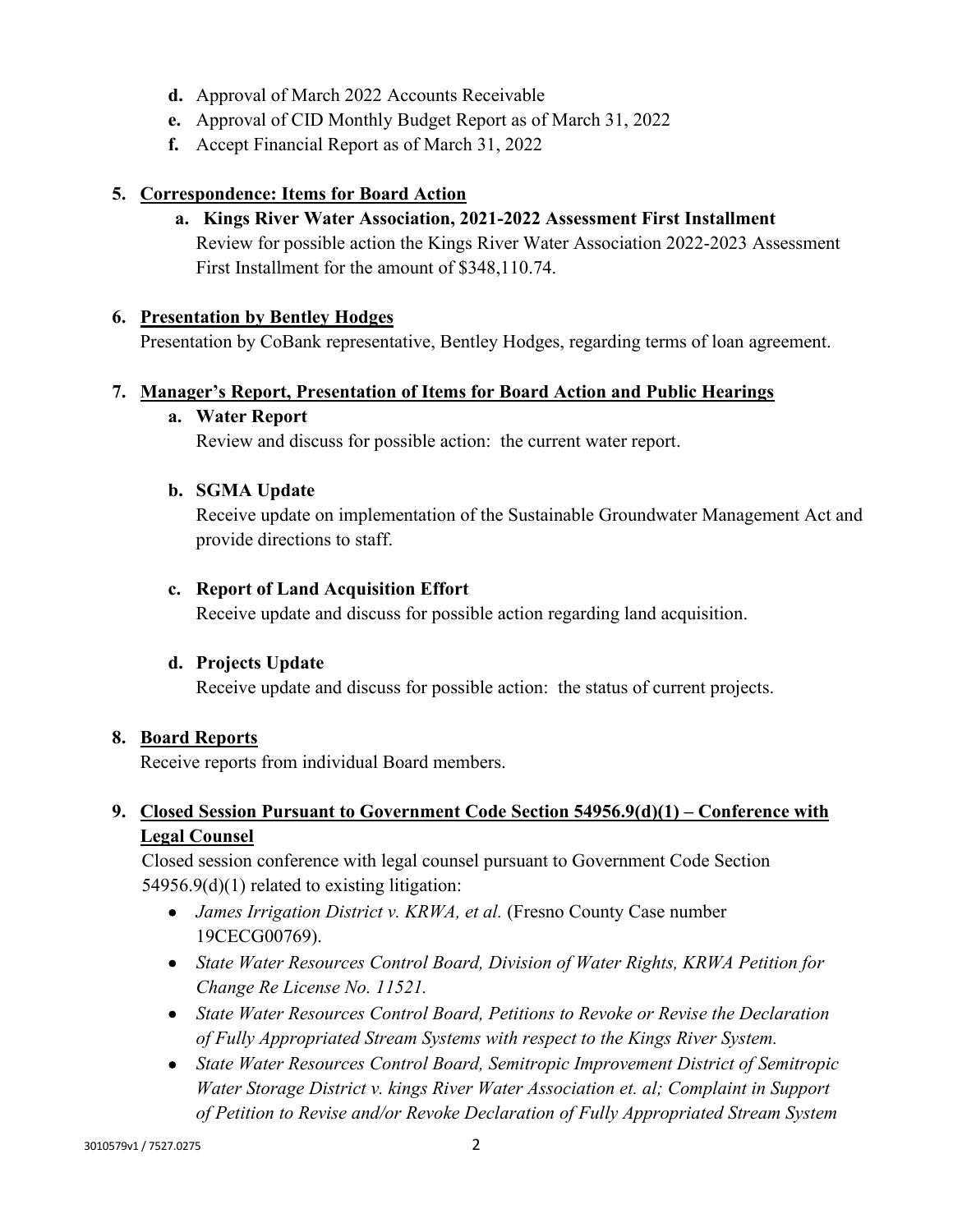d. Approval of March 2022 Accounts Receivable
e. Approval of CID Monthly Budget Report as of March 31, 2022
f. Accept Financial Report as of March 31, 2022

5. **Correspondence: Items for Board Action**

   a. **Kings River Water Association, 2021-2022 Assessment First Installment**
   Review for possible action the Kings River Water Association 2022-2023 Assessment First Installment for the amount of $348,110.74.

6. **Presentation by Bentley Hodges**
   Presentation by CoBank representative, Bentley Hodges, regarding terms of loan agreement.

7. **Manager's Report, Presentation of Items for Board Action and Public Hearings**

   a. **Water Report**
   Review and discuss for possible action: the current water report.

   b. **SGMA Update**
   Receive update on implementation of the Sustainable Groundwater Management Act and provide directions to staff.

   c. **Report of Land Acquisition Effort**
   Receive update and discuss for possible action regarding land acquisition.

   d. **Projects Update**
   Receive update and discuss for possible action: the status of current projects.

8. **Board Reports**
   Receive reports from individual Board members.

9. **Closed Session Pursuant to Government Code Section 54956.9(d)(1) – Conference with Legal Counsel**
   Closed session conference with legal counsel pursuant to Government Code Section 54956.9(d)(1) related to existing litigation:

   - *James Irrigation District v. KRWA, et al.* (Fresno County Case number 19CECG00769).
   - *State Water Resources Control Board, Division of Water Rights, KRWA Petition for Change Re License No. 11521.*
   - *State Water Resources Control Board, Petitions to Revoke or Revise the Declaration of Fully Appropriated Stream Systems with respect to the Kings River System.*
   - *State Water Resources Control Board, Semitropic Improvement District of Semitropic Water Storage District v. kings River Water Association et. al; Complaint in Support of Petition to Revise and/or Revoke Declaration of Fully Appropriated Stream System*

3010579v1 / 7527.0275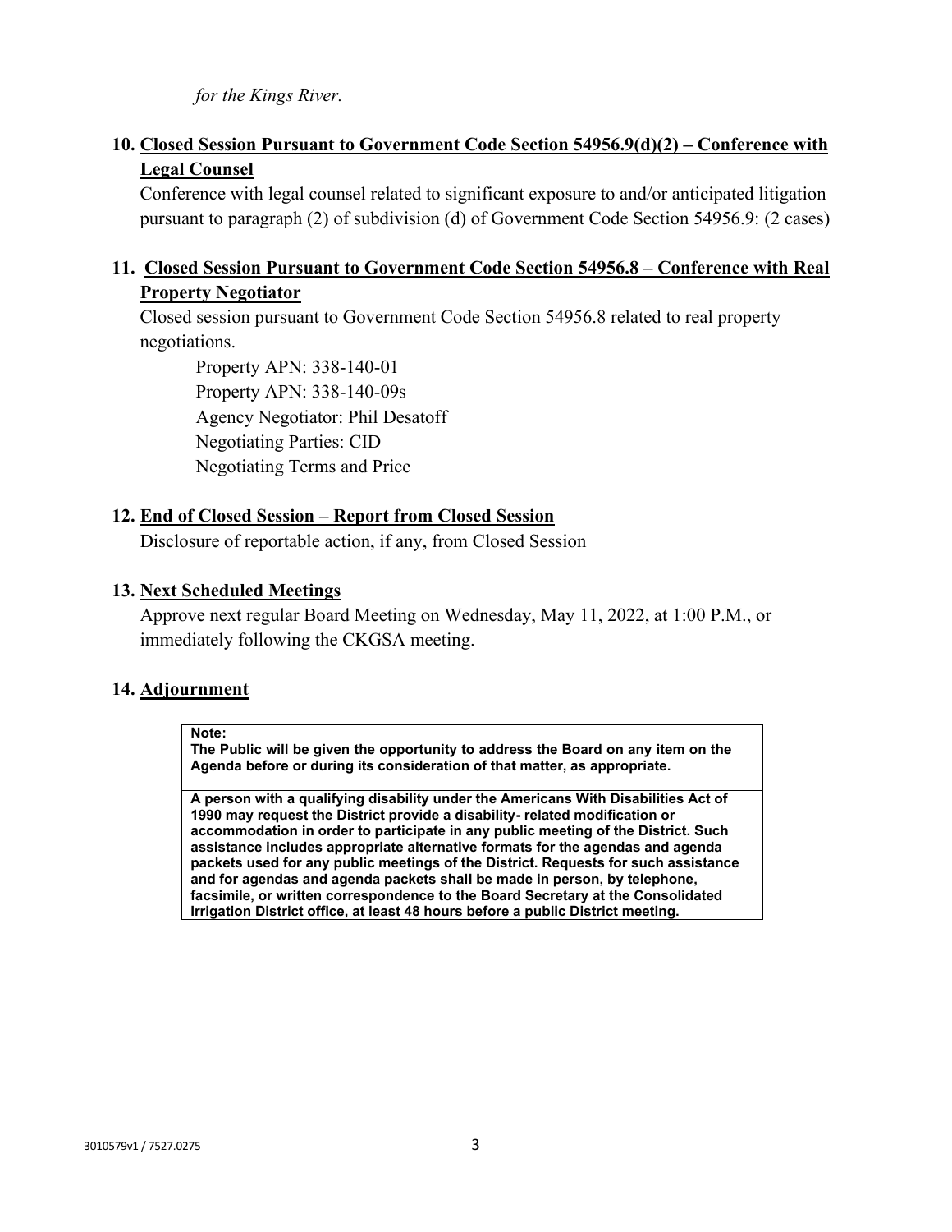*for the Kings River.*

**10. <u>Closed Session Pursuant to Government Code Section 54956.9(d)(2) – Conference with Legal Counsel</u>**

Conference with legal counsel related to significant exposure to and/or anticipated litigation pursuant to paragraph (2) of subdivision (d) of Government Code Section 54956.9: (2 cases)

**11. <u>Closed Session Pursuant to Government Code Section 54956.8 – Conference with Real Property Negotiator</u>**

Closed session pursuant to Government Code Section 54956.8 related to real property negotiations.

Property APN: 338-140-01
Property APN: 338-140-09s
Agency Negotiator: Phil Desatoff
Negotiating Parties: CID
Negotiating Terms and Price

**12. <u>End of Closed Session – Report from Closed Session</u>**

Disclosure of reportable action, if any, from Closed Session

**13. <u>Next Scheduled Meetings</u>**

Approve next regular Board Meeting on Wednesday, May 11, 2022, at 1:00 P.M., or immediately following the CKGSA meeting.

**14. <u>Adjournment</u>**

**Note:**
**The Public will be given the opportunity to address the Board on any item on the Agenda before or during its consideration of that matter, as appropriate.**

**A person with a qualifying disability under the Americans With Disabilities Act of 1990 may request the District provide a disability- related modification or accommodation in order to participate in any public meeting of the District. Such assistance includes appropriate alternative formats for the agendas and agenda packets used for any public meetings of the District. Requests for such assistance and for agendas and agenda packets shall be made in person, by telephone, facsimile, or written correspondence to the Board Secretary at the Consolidated Irrigation District office, at least 48 hours before a public District meeting.**

3010579v1 / 7527.0275